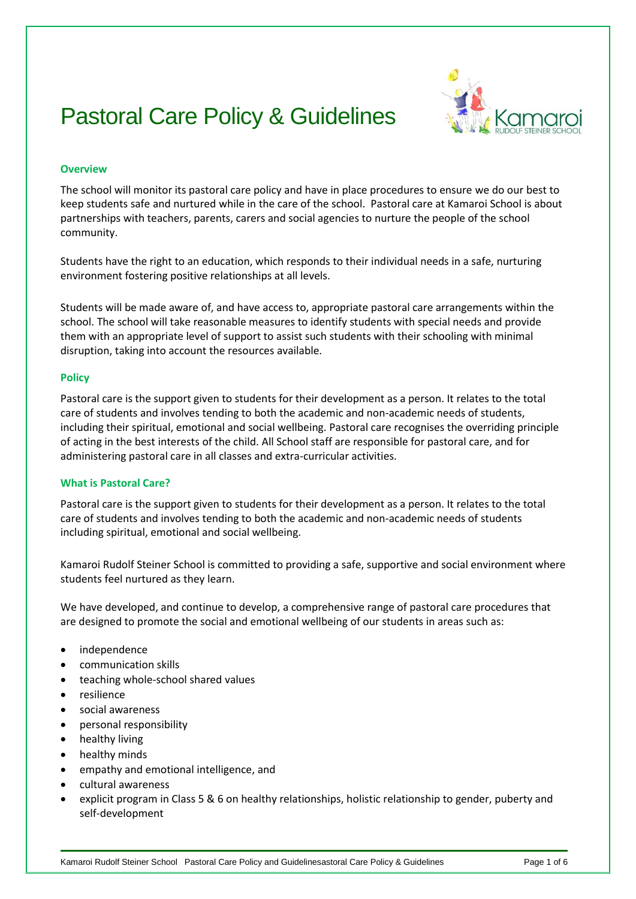# Pastoral Care Policy & Guidelines

## Overview

The school will monitor its pastoral care policy and have in place procedures to ensure we do our best to keep students safe and nurtured while in the care of the school. Pastoral care at Kamaroi School is about partnerships with teachers, parents, carers and social agencies to nurture the people of the school community.

Students have the right to an education, which responds to their individual needs in a safe, nurturing environment fostering positive relationships at all levels.

Students will be made aware of, and have access to, appropriate pastoral care arrangements within the school. The school will take reasonable measures to identify students with special needs and provide them with an appropriate level of support to assist such students with their schooling with minimal disruption, taking into account the resources available.

## Policy

Pastoral care is the support given to students for their development as a person. It relates to the total care of students and involves tending to both the academic and non-academic needs of students, including their spiritual, emotional and social wellbeing. Pastoral care recognises the overriding principle of acting in the best interests of the child. All School staff are responsible for pastoral care, and for administering pastoral care in all classes and extra-curricular activities.

## What is Pastoral Care?

Pastoral care is the support given to students for their development as a person. It relates to the total care of students and involves tending to both the academic and non-academic needs of students including spiritual, emotional and social wellbeing.

Kamaroi Rudolf Steiner School is committed to providing a safe, supportive and social environment where students feel nurtured as they learn.

We have developed, and continue to develop, a comprehensive range of pastoral care procedures that are designed to promote the social and emotional wellbeing of our students in areas such as:

- independence
- communication skills
- teaching whole-school shared values
- resilience
- social awareness
- personal responsibility
- healthy living
- healthy minds
- empathy and emotional intelligence, and
- cultural awareness
- explicit program in Class 5 & 6 on healthy relationships, holistic relationship to gender, puberty and self-development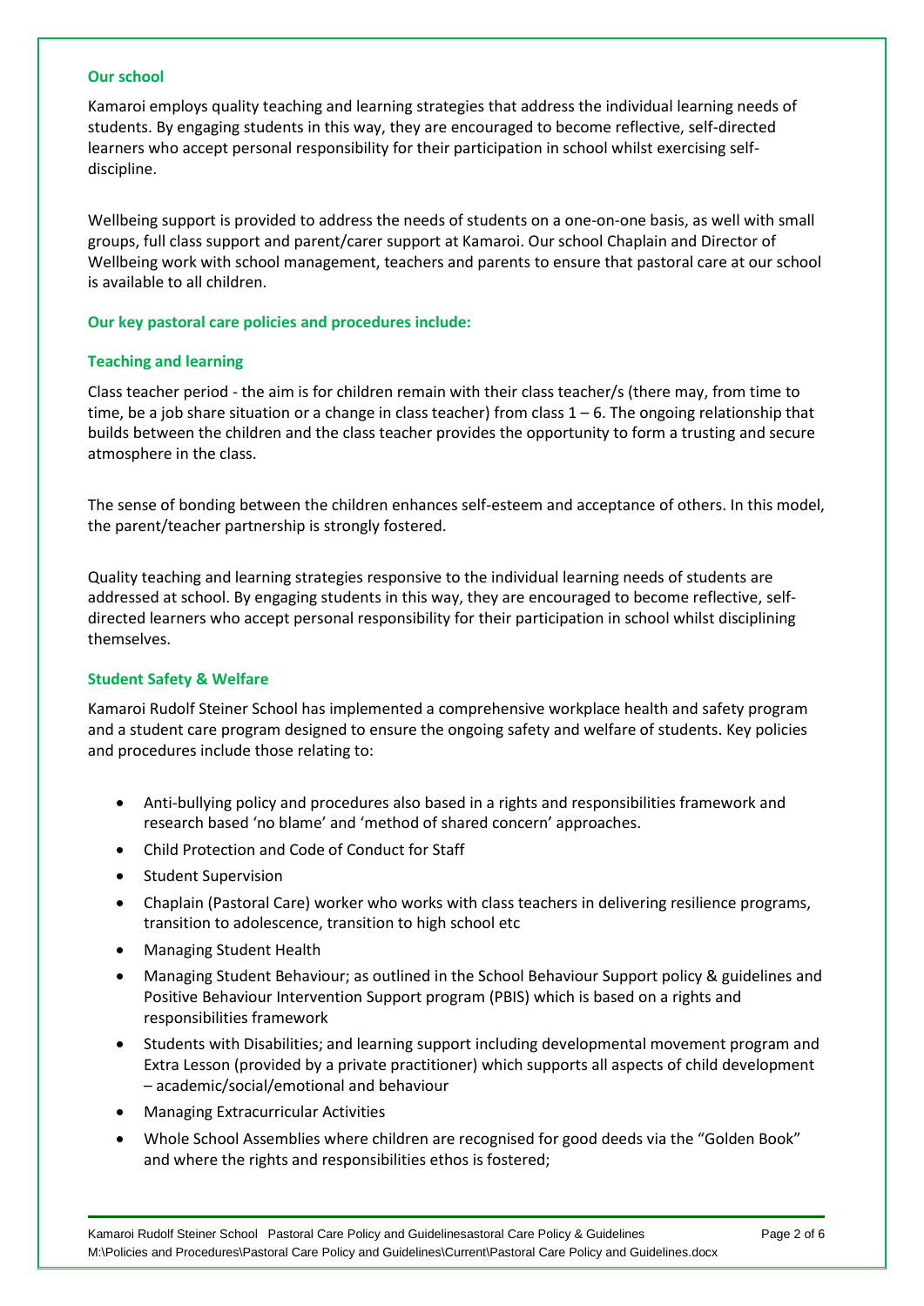### Our school

Kamaroi employs quality teaching and learning strategies that address the individual learning needs of students. By engaging students in this way, they are encouraged to become reflective, self-directed learners who accept personal responsibility for their participation in school whilst exercising self-discipline.

Wellbeing support is provided to address the needs of students on a one-on-one basis, as well with small groups, full class support and parent/carer support at Kamaroi. Our school Chaplain and Director of Wellbeing work with school management, teachers and parents to ensure that pastoral care at our school is available to all children.

### Our key pastoral care policies and procedures include:

### Teaching and learning

Class teacher period - the aim is for children remain with their class teacher/s (there may, from time to time, be a job share situation or a change in class teacher) from class 1 – 6. The ongoing relationship that builds between the children and the class teacher provides the opportunity to form a trusting and secure atmosphere in the class.

The sense of bonding between the children enhances self-esteem and acceptance of others. In this model, the parent/teacher partnership is strongly fostered.

Quality teaching and learning strategies responsive to the individual learning needs of students are addressed at school. By engaging students in this way, they are encouraged to become reflective, self-directed learners who accept personal responsibility for their participation in school whilst disciplining themselves.

### Student Safety & Welfare

Kamaroi Rudolf Steiner School has implemented a comprehensive workplace health and safety program and a student care program designed to ensure the ongoing safety and welfare of students. Key policies and procedures include those relating to:

- Anti-bullying policy and procedures also based in a rights and responsibilities framework and research based 'no blame' and 'method of shared concern' approaches.
- Child Protection and Code of Conduct for Staff
- Student Supervision
- Chaplain (Pastoral Care) worker who works with class teachers in delivering resilience programs, transition to adolescence, transition to high school etc
- Managing Student Health
- Managing Student Behaviour; as outlined in the School Behaviour Support policy & guidelines and Positive Behaviour Intervention Support program (PBIS) which is based on a rights and responsibilities framework
- Students with Disabilities; and learning support including developmental movement program and Extra Lesson (provided by a private practitioner) which supports all aspects of child development – academic/social/emotional and behaviour
- Managing Extracurricular Activities
- Whole School Assemblies where children are recognised for good deeds via the "Golden Book" and where the rights and responsibilities ethos is fostered;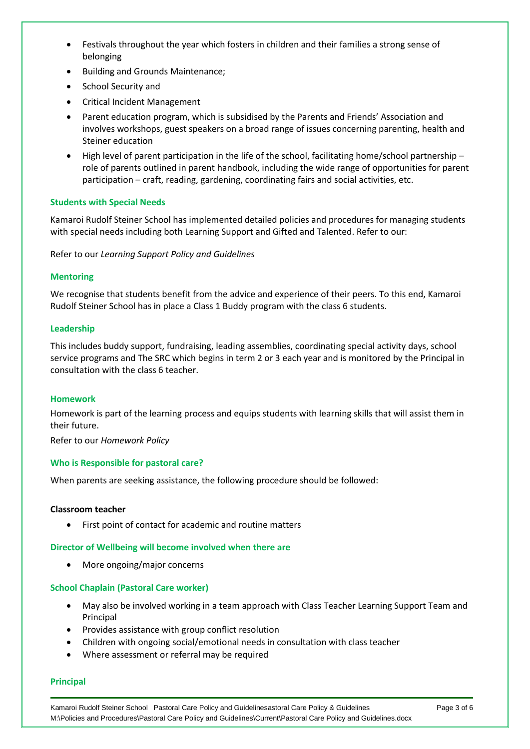- Festivals throughout the year which fosters in children and their families a strong sense of belonging
- Building and Grounds Maintenance;
- School Security and
- Critical Incident Management
- Parent education program, which is subsidised by the Parents and Friends' Association and involves workshops, guest speakers on a broad range of issues concerning parenting, health and Steiner education
- High level of parent participation in the life of the school, facilitating home/school partnership – role of parents outlined in parent handbook, including the wide range of opportunities for parent participation – craft, reading, gardening, coordinating fairs and social activities, etc.

### Students with Special Needs

Kamaroi Rudolf Steiner School has implemented detailed policies and procedures for managing students with special needs including both Learning Support and Gifted and Talented. Refer to our:

Refer to our *Learning Support Policy and Guidelines*

### Mentoring

We recognise that students benefit from the advice and experience of their peers. To this end, Kamaroi Rudolf Steiner School has in place a Class 1 Buddy program with the class 6 students.

### Leadership

This includes buddy support, fundraising, leading assemblies, coordinating special activity days, school service programs and The SRC which begins in term 2 or 3 each year and is monitored by the Principal in consultation with the class 6 teacher.

### Homework

Homework is part of the learning process and equips students with learning skills that will assist them in their future.

Refer to our *Homework Policy*

### Who is Responsible for pastoral care?

When parents are seeking assistance, the following procedure should be followed:

**Classroom teacher**

- First point of contact for academic and routine matters

### Director of Wellbeing will become involved when there are

- More ongoing/major concerns

### School Chaplain (Pastoral Care worker)

- May also be involved working in a team approach with Class Teacher Learning Support Team and Principal
- Provides assistance with group conflict resolution
- Children with ongoing social/emotional needs in consultation with class teacher
- Where assessment or referral may be required

### Principal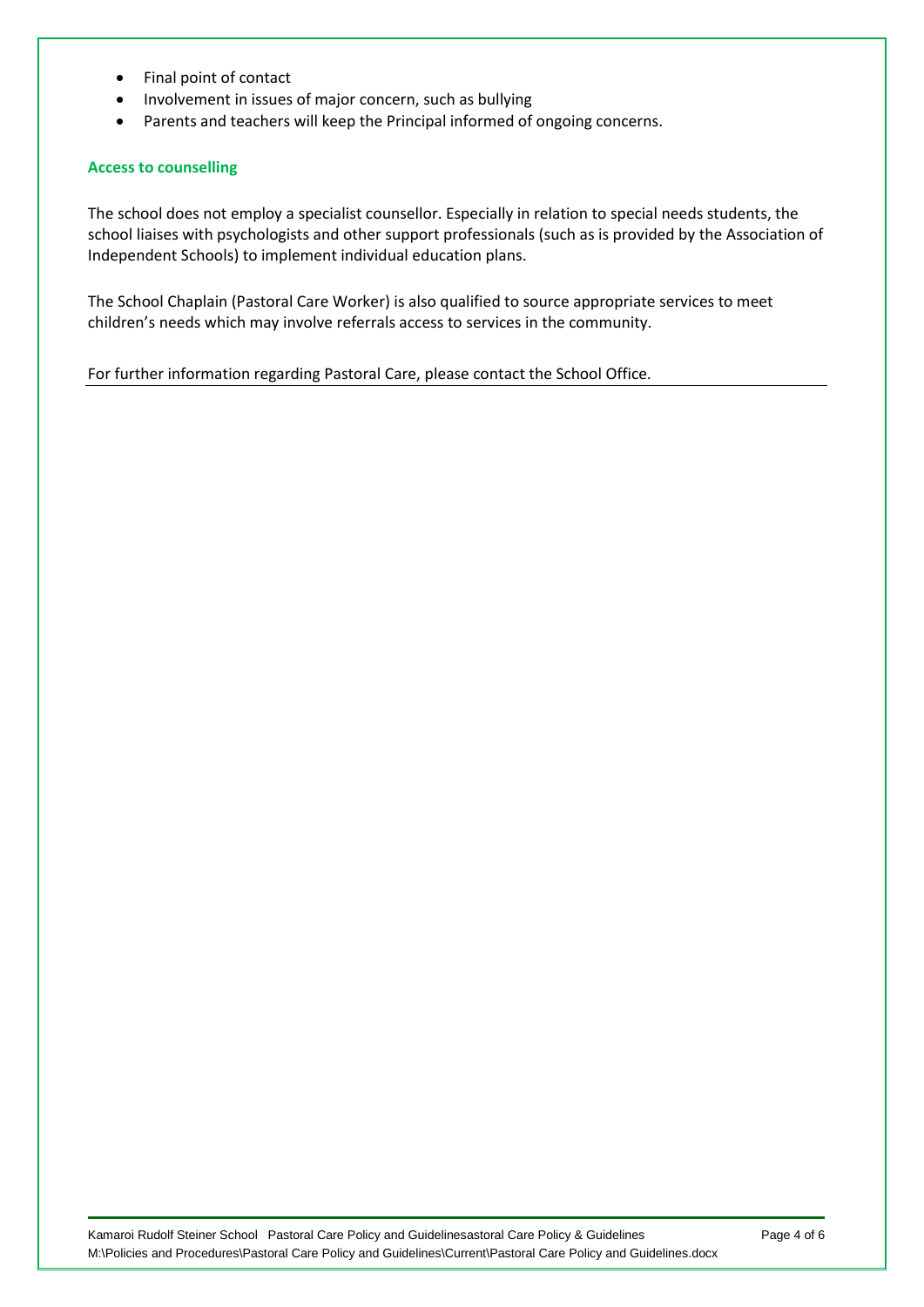- Final point of contact
- Involvement in issues of major concern, such as bullying
- Parents and teachers will keep the Principal informed of ongoing concerns.

### Access to counselling

The school does not employ a specialist counsellor. Especially in relation to special needs students, the school liaises with psychologists and other support professionals (such as is provided by the Association of Independent Schools) to implement individual education plans.

The School Chaplain (Pastoral Care Worker) is also qualified to source appropriate services to meet children's needs which may involve referrals access to services in the community.

For further information regarding Pastoral Care, please contact the School Office.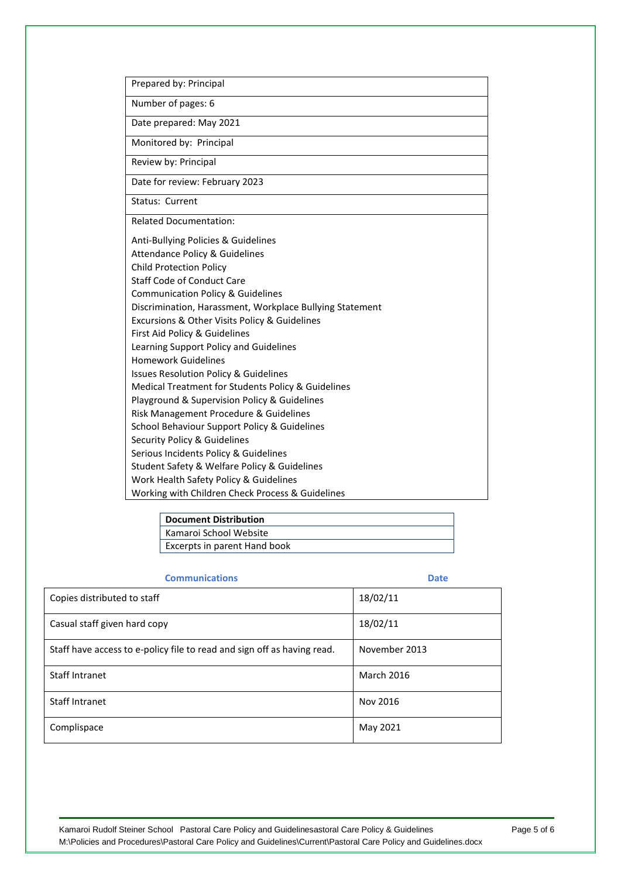| Prepared by: Principal |
|---|
| Number of pages: 6 |
| Date prepared: May 2021 |
| Monitored by: Principal |
| Review by: Principal |
| Date for review: February 2023 |
| Status: Current |
| Related Documentation:<br><br>Anti-Bullying Policies & Guidelines<br>Attendance Policy & Guidelines<br>Child Protection Policy<br>Staff Code of Conduct Care<br>Communication Policy & Guidelines<br>Discrimination, Harassment, Workplace Bullying Statement<br>Excursions & Other Visits Policy & Guidelines<br>First Aid Policy & Guidelines<br>Learning Support Policy and Guidelines<br>Homework Guidelines<br>Issues Resolution Policy & Guidelines<br>Medical Treatment for Students Policy & Guidelines<br>Playground & Supervision Policy & Guidelines<br>Risk Management Procedure & Guidelines<br>School Behaviour Support Policy & Guidelines<br>Security Policy & Guidelines<br>Serious Incidents Policy & Guidelines<br>Student Safety & Welfare Policy & Guidelines<br>Work Health Safety Policy & Guidelines<br>Working with Children Check Process & Guidelines |

| **Document Distribution** |
|---|
| Kamaroi School Website |
| Excerpts in parent Hand book |

| **Communications** | **Date** |
|---|---|
| Copies distributed to staff | 18/02/11 |
| Casual staff given hard copy | 18/02/11 |
| Staff have access to e-policy file to read and sign off as having read. | November 2013 |
| Staff Intranet | March 2016 |
| Staff Intranet | Nov 2016 |
| Complispace | May 2021 |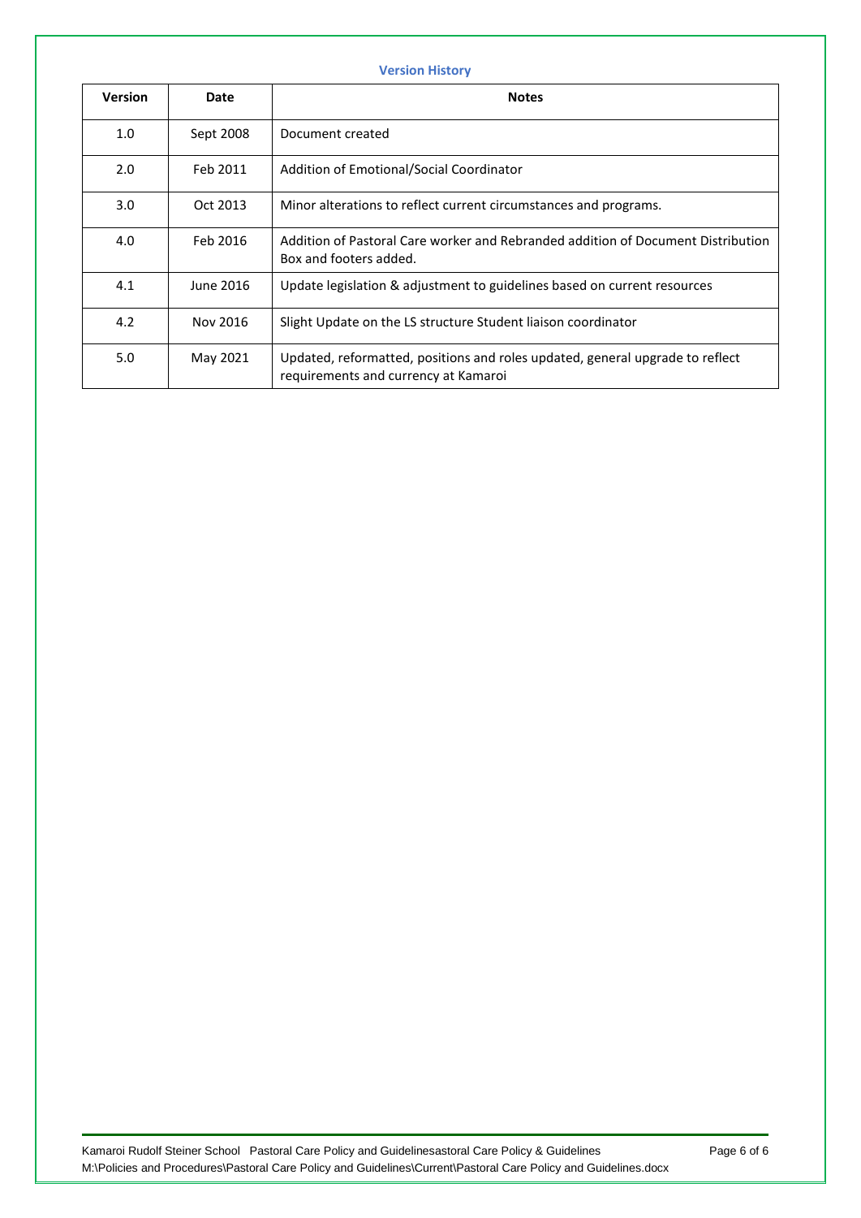### Version History

| Version | Date | Notes |
|---|---|---|
| 1.0 | Sept 2008 | Document created |
| 2.0 | Feb 2011 | Addition of Emotional/Social Coordinator |
| 3.0 | Oct 2013 | Minor alterations to reflect current circumstances and programs. |
| 4.0 | Feb 2016 | Addition of Pastoral Care worker and Rebranded addition of Document Distribution Box and footers added. |
| 4.1 | June 2016 | Update legislation & adjustment to guidelines based on current resources |
| 4.2 | Nov 2016 | Slight Update on the LS structure Student liaison coordinator |
| 5.0 | May 2021 | Updated, reformatted, positions and roles updated, general upgrade to reflect requirements and currency at Kamaroi |